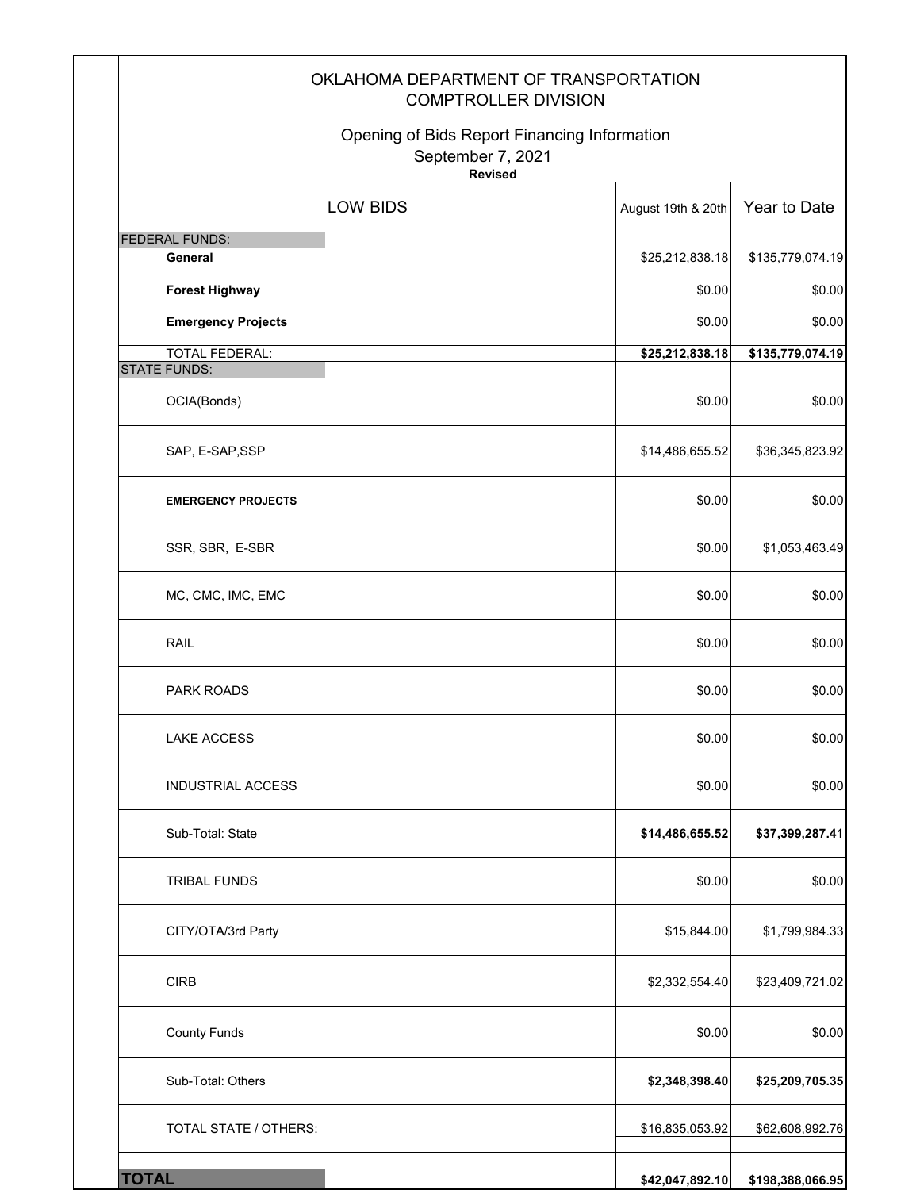# OKLAHOMA DEPARTMENT OF TRANSPORTATION
## COMPTROLLER DIVISION

Opening of Bids Report Financing Information
September 7, 2021
**Revised**

| LOW BIDS | August 19th & 20th | Year to Date |
|---|---|---|
| FEDERAL FUNDS: | | |
| **General** | $25,212,838.18 | $135,779,074.19 |
| **Forest Highway** | $0.00 | $0.00 |
| **Emergency Projects** | $0.00 | $0.00 |
| TOTAL FEDERAL: | **$25,212,838.18** | **$135,779,074.19** |
| STATE FUNDS: | | |
| OCIA(Bonds) | $0.00 | $0.00 |
| SAP, E-SAP,SSP | $14,486,655.52 | $36,345,823.92 |
| **EMERGENCY PROJECTS** | $0.00 | $0.00 |
| SSR, SBR, E-SBR | $0.00 | $1,053,463.49 |
| MC, CMC, IMC, EMC | $0.00 | $0.00 |
| RAIL | $0.00 | $0.00 |
| PARK ROADS | $0.00 | $0.00 |
| LAKE ACCESS | $0.00 | $0.00 |
| INDUSTRIAL ACCESS | $0.00 | $0.00 |
| Sub-Total: State | **$14,486,655.52** | **$37,399,287.41** |
| TRIBAL FUNDS | $0.00 | $0.00 |
| CITY/OTA/3rd Party | $15,844.00 | $1,799,984.33 |
| CIRB | $2,332,554.40 | $23,409,721.02 |
| County Funds | $0.00 | $0.00 |
| Sub-Total: Others | **$2,348,398.40** | **$25,209,705.35** |
| TOTAL STATE / OTHERS: | $16,835,053.92 | $62,608,992.76 |
| **TOTAL** | **$42,047,892.10** | **$198,388,066.95** |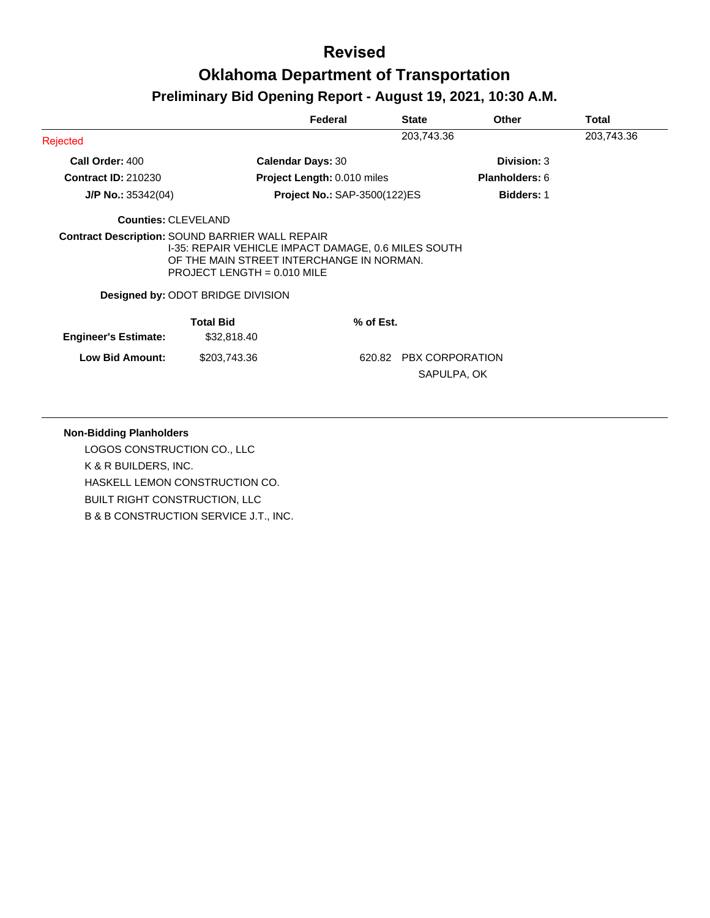# Revised

# Oklahoma Department of Transportation

## Preliminary Bid Opening Report - August 19, 2021, 10:30 A.M.

| | Federal | State | Other | Total |
|---|---|---|---|---|
| Rejected | | 203,743.36 | | 203,743.36 |

**Call Order:** 400  **Calendar Days:** 30  **Division:** 3

**Contract ID:** 210230  **Project Length:** 0.010 miles  **Planholders:** 6

**J/P No.:** 35342(04)  **Project No.:** SAP-3500(122)ES  **Bidders:** 1

**Counties:** CLEVELAND

**Contract Description:** SOUND BARRIER WALL REPAIR
I-35: REPAIR VEHICLE IMPACT DAMAGE, 0.6 MILES SOUTH OF THE MAIN STREET INTERCHANGE IN NORMAN.
PROJECT LENGTH = 0.010 MILE

**Designed by:** ODOT BRIDGE DIVISION

| | Total Bid | % of Est. | |
|---|---|---|---|
| **Engineer's Estimate:** | $32,818.40 | | |
| **Low Bid Amount:** | $203,743.36 | 620.82 | PBX CORPORATION<br>SAPULPA, OK |

**Non-Bidding Planholders**

- LOGOS CONSTRUCTION CO., LLC
- K & R BUILDERS, INC.
- HASKELL LEMON CONSTRUCTION CO.
- BUILT RIGHT CONSTRUCTION, LLC
- B & B CONSTRUCTION SERVICE J.T., INC.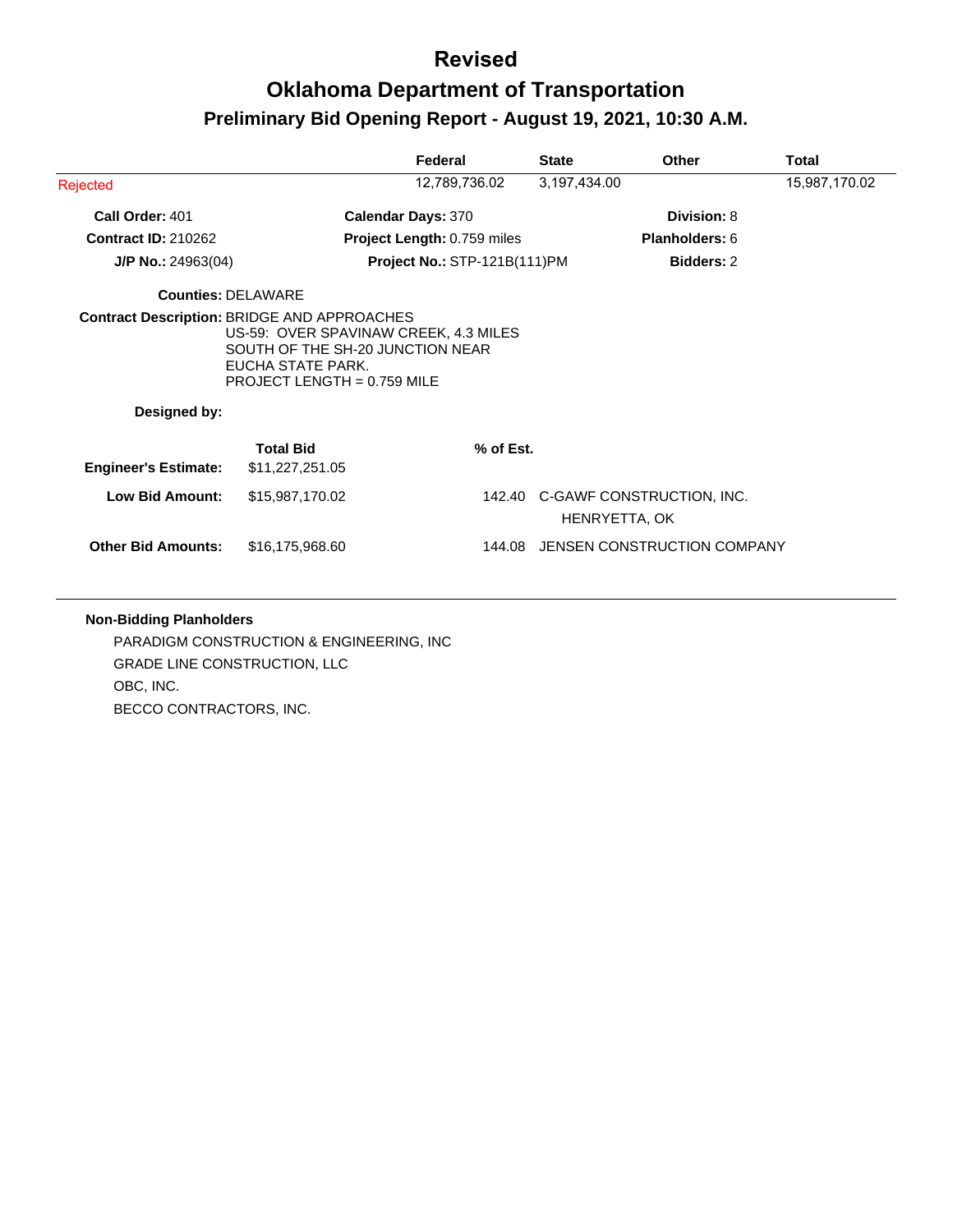# Revised

# Oklahoma Department of Transportation

## Preliminary Bid Opening Report - August 19, 2021, 10:30 A.M.

| | Federal | State | Other | Total |
|---|---|---|---|---|
| Rejected | 12,789,736.02 | 3,197,434.00 | | 15,987,170.02 |

**Call Order:** 401 **Calendar Days:** 370 **Division:** 8

**Contract ID:** 210262 **Project Length:** 0.759 miles **Planholders:** 6

**J/P No.:** 24963(04) **Project No.:** STP-121B(111)PM **Bidders:** 2

**Counties:** DELAWARE

**Contract Description:** BRIDGE AND APPROACHES
US-59: OVER SPAVINAW CREEK, 4.3 MILES SOUTH OF THE SH-20 JUNCTION NEAR EUCHA STATE PARK.
PROJECT LENGTH = 0.759 MILE

**Designed by:**

| | Total Bid | % of Est. | |
|---|---|---|---|
| **Engineer's Estimate:** | $11,227,251.05 | | |
| **Low Bid Amount:** | $15,987,170.02 | 142.40 | C-GAWF CONSTRUCTION, INC.<br>HENRYETTA, OK |
| **Other Bid Amounts:** | $16,175,968.60 | 144.08 | JENSEN CONSTRUCTION COMPANY |

**Non-Bidding Planholders**

PARADIGM CONSTRUCTION & ENGINEERING, INC
GRADE LINE CONSTRUCTION, LLC
OBC, INC.
BECCO CONTRACTORS, INC.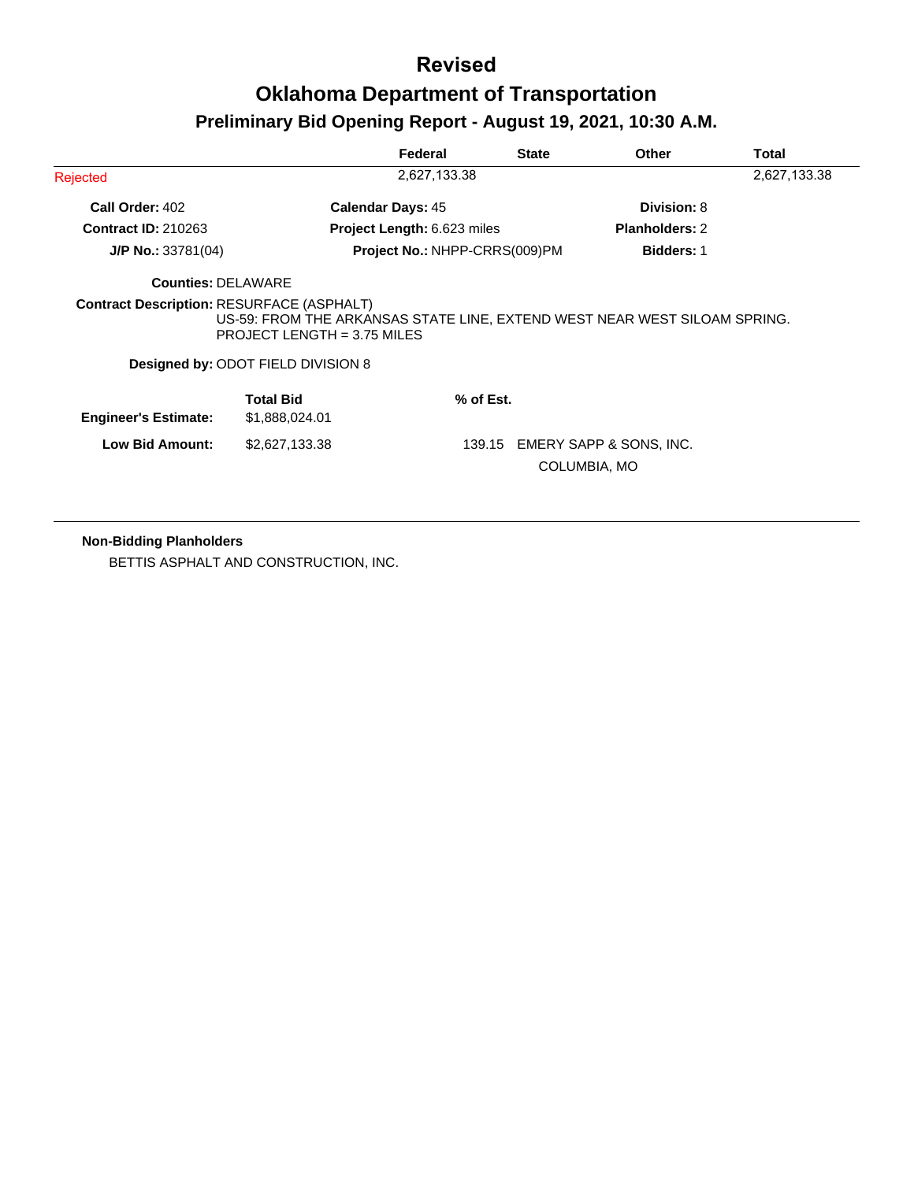# Revised

# Oklahoma Department of Transportation

## Preliminary Bid Opening Report - August 19, 2021, 10:30 A.M.

| | Federal | State | Other | Total |
|---|---|---|---|---|
| Rejected | 2,627,133.38 | | | 2,627,133.38 |

**Call Order:** 402 | **Calendar Days:** 45 | **Division:** 8

**Contract ID:** 210263 | **Project Length:** 6.623 miles | **Planholders:** 2

**J/P No.:** 33781(04) | **Project No.:** NHPP-CRRS(009)PM | **Bidders:** 1

**Counties:** DELAWARE

**Contract Description:** RESURFACE (ASPHALT)
US-59: FROM THE ARKANSAS STATE LINE, EXTEND WEST NEAR WEST SILOAM SPRING.
PROJECT LENGTH = 3.75 MILES

**Designed by:** ODOT FIELD DIVISION 8

| | Total Bid | % of Est. | |
|---|---|---|---|
| **Engineer's Estimate:** | $1,888,024.01 | | |
| **Low Bid Amount:** | $2,627,133.38 | 139.15 | EMERY SAPP & SONS, INC.<br>COLUMBIA, MO |

**Non-Bidding Planholders**

BETTIS ASPHALT AND CONSTRUCTION, INC.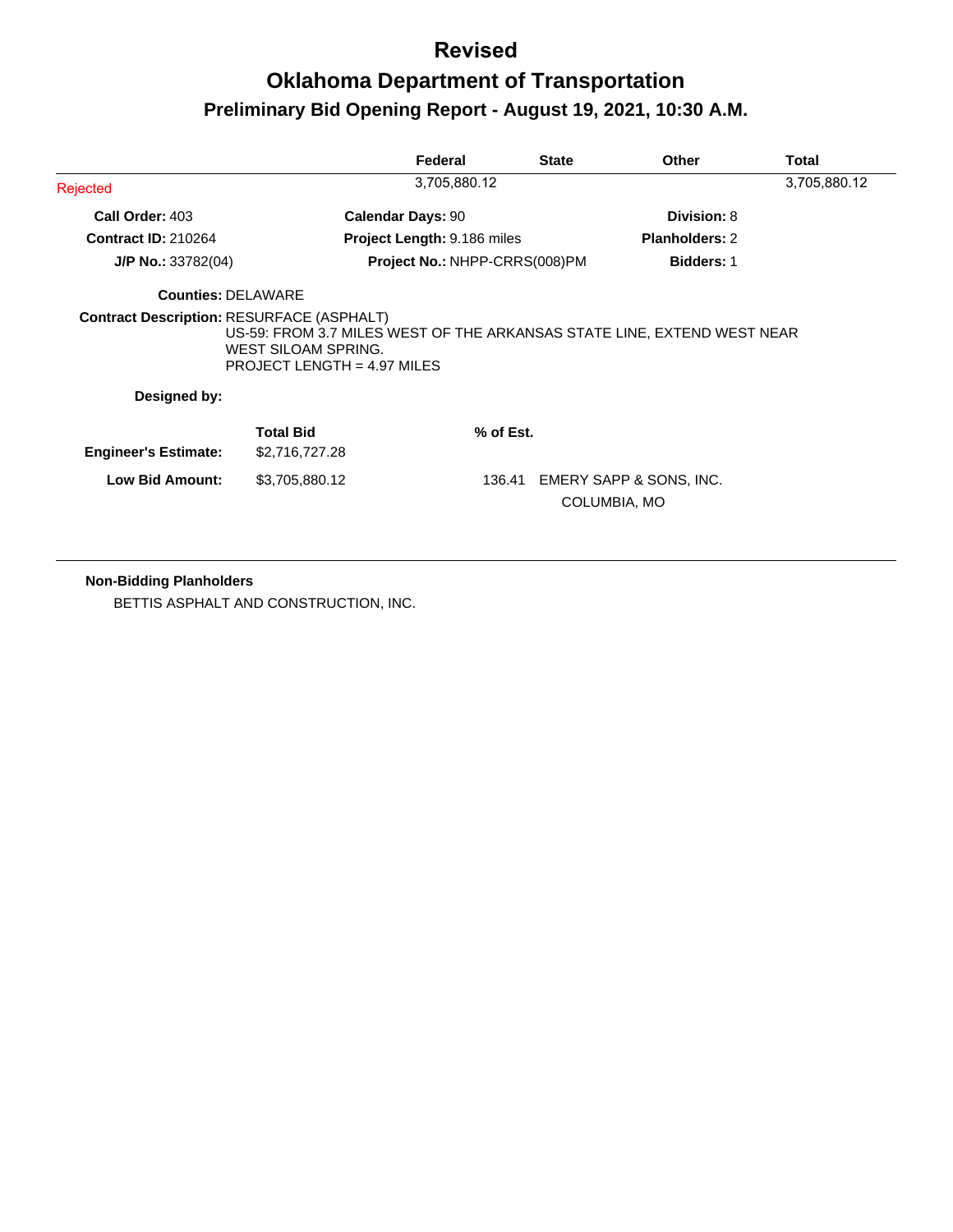# Revised

# Oklahoma Department of Transportation

## Preliminary Bid Opening Report - August 19, 2021, 10:30 A.M.

| | Federal | State | Other | Total |
|---|---|---|---|---|
| Rejected | 3,705,880.12 | | | 3,705,880.12 |

**Call Order:** 403 **Calendar Days:** 90 **Division:** 8

**Contract ID:** 210264 **Project Length:** 9.186 miles **Planholders:** 2

**J/P No.:** 33782(04) **Project No.:** NHPP-CRRS(008)PM **Bidders:** 1

**Counties:** DELAWARE

**Contract Description:** RESURFACE (ASPHALT)
US-59: FROM 3.7 MILES WEST OF THE ARKANSAS STATE LINE, EXTEND WEST NEAR WEST SILOAM SPRING.
PROJECT LENGTH = 4.97 MILES

**Designed by:**

| | Total Bid | % of Est. | |
|---|---|---|---|
| **Engineer's Estimate:** | $2,716,727.28 | | |
| **Low Bid Amount:** | $3,705,880.12 | 136.41 | EMERY SAPP & SONS, INC.<br>COLUMBIA, MO |

**Non-Bidding Planholders**

BETTIS ASPHALT AND CONSTRUCTION, INC.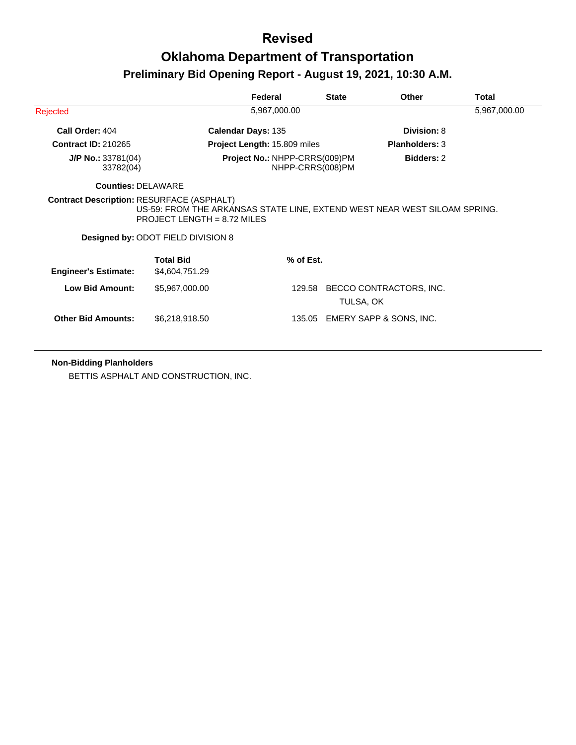# Revised

# Oklahoma Department of Transportation

## Preliminary Bid Opening Report - August 19, 2021, 10:30 A.M.

| | Federal | State | Other | Total |
|---|---|---|---|---|
| Rejected | 5,967,000.00 | | | 5,967,000.00 |

**Call Order:** 404 **Calendar Days:** 135 **Division:** 8

**Contract ID:** 210265 **Project Length:** 15.809 miles **Planholders:** 3

**J/P No.:** 33781(04) 33782(04) **Project No.:** NHPP-CRRS(009)PM NHPP-CRRS(008)PM **Bidders:** 2

**Counties:** DELAWARE

**Contract Description:** RESURFACE (ASPHALT)
US-59: FROM THE ARKANSAS STATE LINE, EXTEND WEST NEAR WEST SILOAM SPRING.
PROJECT LENGTH = 8.72 MILES

**Designed by:** ODOT FIELD DIVISION 8

| | Total Bid | % of Est. | |
|---|---|---|---|
| **Engineer's Estimate:** | $4,604,751.29 | | |
| **Low Bid Amount:** | $5,967,000.00 | 129.58 | BECCO CONTRACTORS, INC.<br>TULSA, OK |
| **Other Bid Amounts:** | $6,218,918.50 | 135.05 | EMERY SAPP & SONS, INC. |

**Non-Bidding Planholders**

BETTIS ASPHALT AND CONSTRUCTION, INC.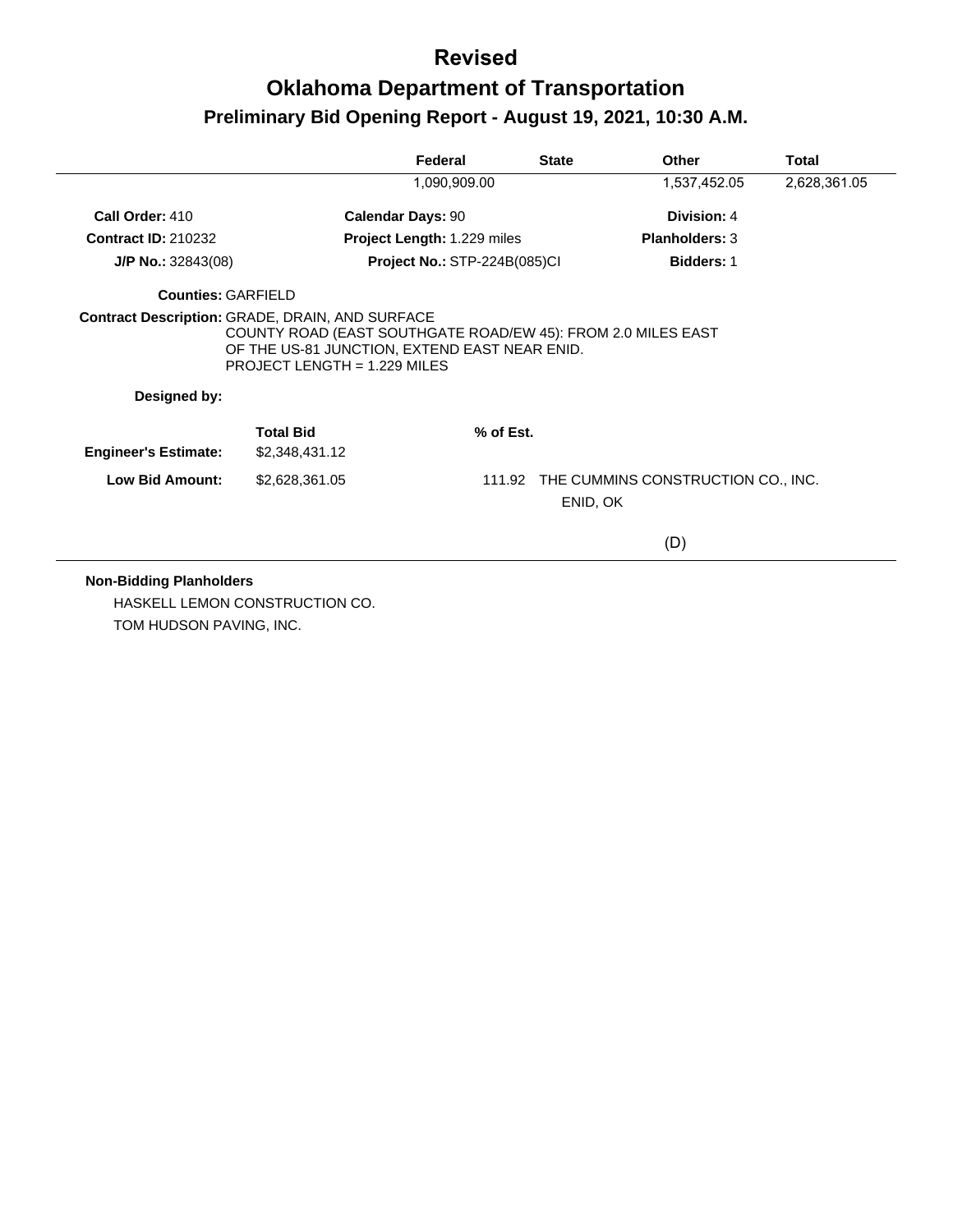# Revised

# Oklahoma Department of Transportation

## Preliminary Bid Opening Report - August 19, 2021, 10:30 A.M.

| Federal | State | Other | Total |
|---|---|---|---|
| 1,090,909.00 | | 1,537,452.05 | 2,628,361.05 |

**Call Order:** 410  
**Calendar Days:** 90  
**Division:** 4

**Contract ID:** 210232  
**Project Length:** 1.229 miles  
**Planholders:** 3

**J/P No.:** 32843(08)  
**Project No.:** STP-224B(085)CI  
**Bidders:** 1

**Counties:** GARFIELD

**Contract Description:** GRADE, DRAIN, AND SURFACE  
COUNTY ROAD (EAST SOUTHGATE ROAD/EW 45): FROM 2.0 MILES EAST OF THE US-81 JUNCTION, EXTEND EAST NEAR ENID.  
PROJECT LENGTH = 1.229 MILES

**Designed by:**

| | Total Bid | % of Est. | |
|---|---|---|---|
| **Engineer's Estimate:** | $2,348,431.12 | | |
| **Low Bid Amount:** | $2,628,361.05 | 111.92 | THE CUMMINS CONSTRUCTION CO., INC.<br>ENID, OK<br>(D) |

**Non-Bidding Planholders**

HASKELL LEMON CONSTRUCTION CO.  
TOM HUDSON PAVING, INC.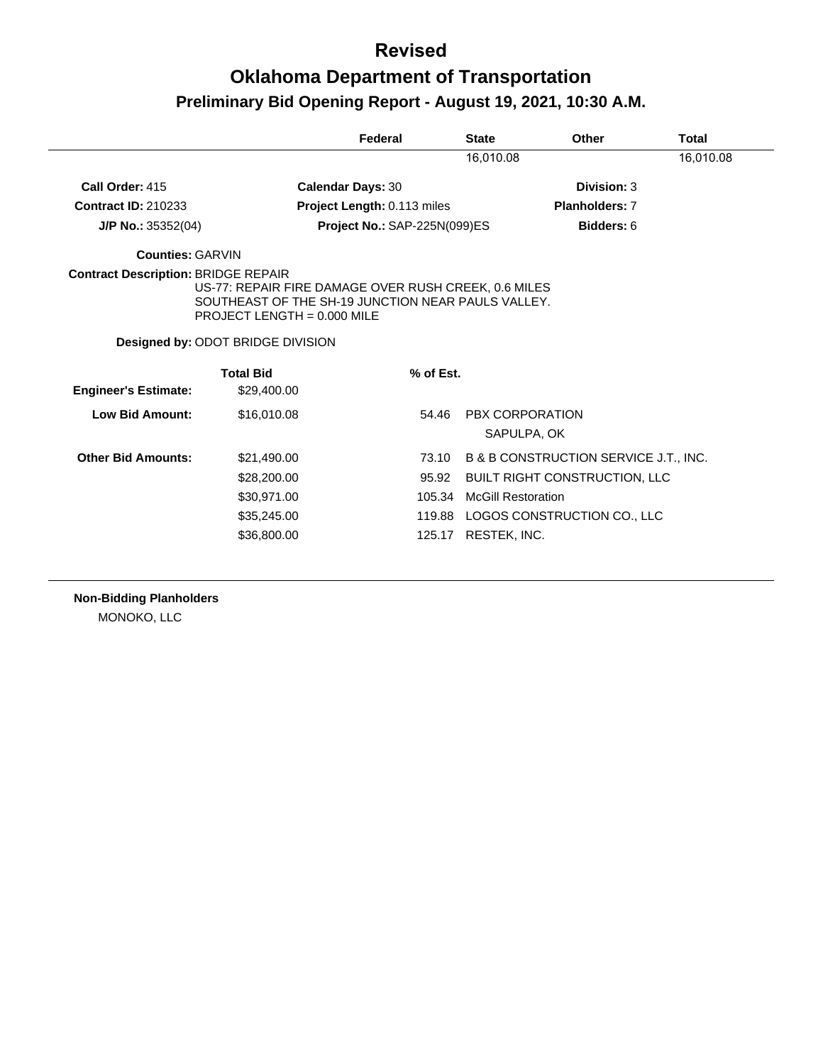# Revised

# Oklahoma Department of Transportation

## Preliminary Bid Opening Report - August 19, 2021, 10:30 A.M.

| Federal | State | Other | Total |
|---|---|---|---|
| | 16,010.08 | | 16,010.08 |

**Call Order:** 415
**Calendar Days:** 30
**Division:** 3

**Contract ID:** 210233
**Project Length:** 0.113 miles
**Planholders:** 7

**J/P No.:** 35352(04)
**Project No.:** SAP-225N(099)ES
**Bidders:** 6

**Counties:** GARVIN

**Contract Description:** BRIDGE REPAIR
US-77: REPAIR FIRE DAMAGE OVER RUSH CREEK, 0.6 MILES SOUTHEAST OF THE SH-19 JUNCTION NEAR PAULS VALLEY. PROJECT LENGTH = 0.000 MILE

**Designed by:** ODOT BRIDGE DIVISION

| | Total Bid | % of Est. | |
|---|---|---|---|
| **Engineer's Estimate:** | $29,400.00 | | |
| **Low Bid Amount:** | $16,010.08 | 54.46 | PBX CORPORATION<br>SAPULPA, OK |
| **Other Bid Amounts:** | $21,490.00 | 73.10 | B & B CONSTRUCTION SERVICE J.T., INC. |
| | $28,200.00 | 95.92 | BUILT RIGHT CONSTRUCTION, LLC |
| | $30,971.00 | 105.34 | McGill Restoration |
| | $35,245.00 | 119.88 | LOGOS CONSTRUCTION CO., LLC |
| | $36,800.00 | 125.17 | RESTEK, INC. |

**Non-Bidding Planholders**

MONOKO, LLC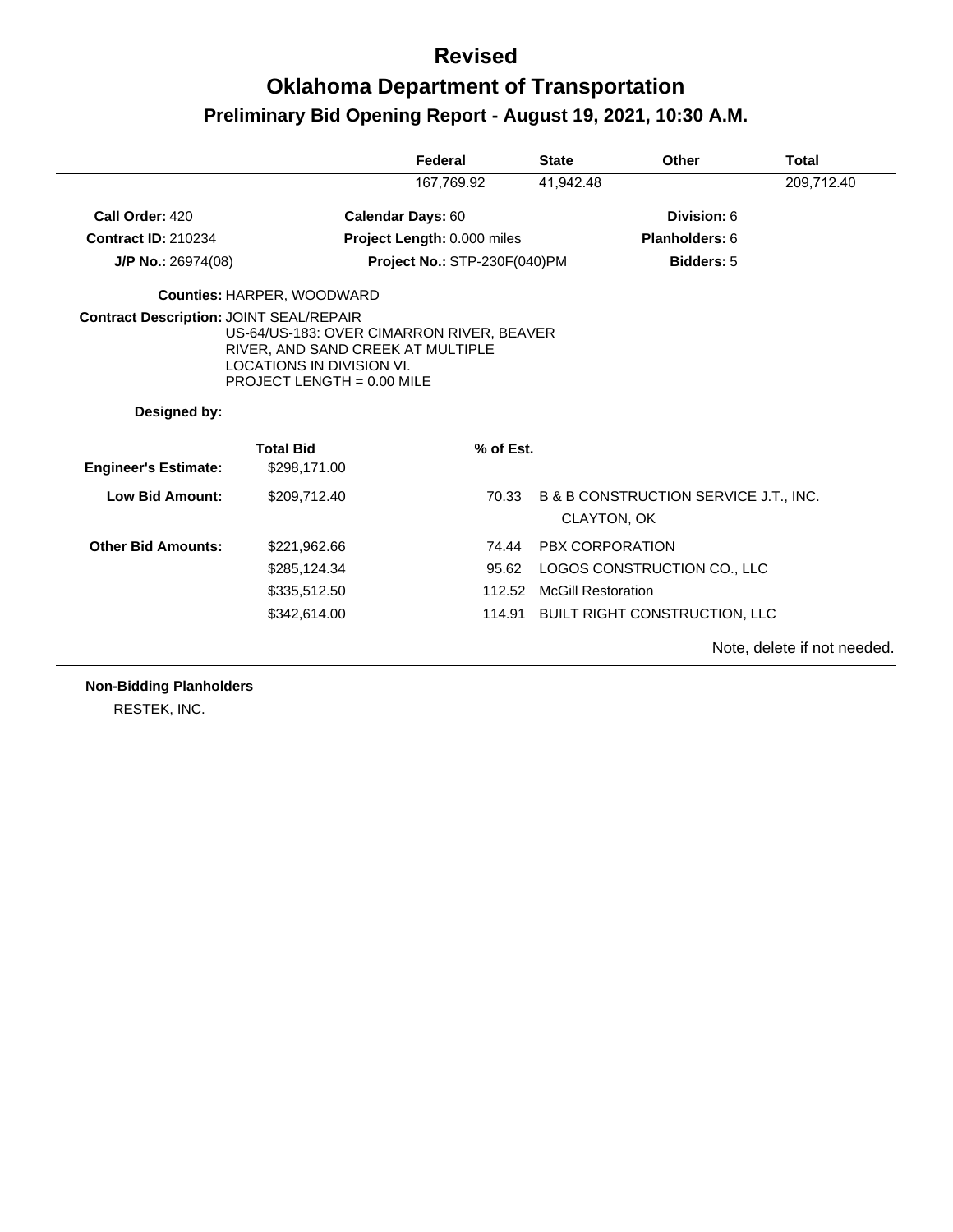# Revised

# Oklahoma Department of Transportation

## Preliminary Bid Opening Report - August 19, 2021, 10:30 A.M.

| | Federal | State | Other | Total |
|---|---|---|---|---|
| | 167,769.92 | 41,942.48 | | 209,712.40 |

**Call Order:** 420  
**Calendar Days:** 60  
**Division:** 6

**Contract ID:** 210234  
**Project Length:** 0.000 miles  
**Planholders:** 6

**J/P No.:** 26974(08)  
**Project No.:** STP-230F(040)PM  
**Bidders:** 5

**Counties:** HARPER, WOODWARD

**Contract Description:** JOINT SEAL/REPAIR  
US-64/US-183: OVER CIMARRON RIVER, BEAVER RIVER, AND SAND CREEK AT MULTIPLE LOCATIONS IN DIVISION VI.  
PROJECT LENGTH = 0.00 MILE

**Designed by:**

| | Total Bid | % of Est. | |
|---|---|---|---|
| **Engineer's Estimate:** | $298,171.00 | | |
| **Low Bid Amount:** | $209,712.40 | 70.33 | B & B CONSTRUCTION SERVICE J.T., INC. CLAYTON, OK |
| **Other Bid Amounts:** | $221,962.66 | 74.44 | PBX CORPORATION |
| | $285,124.34 | 95.62 | LOGOS CONSTRUCTION CO., LLC |
| | $335,512.50 | 112.52 | McGill Restoration |
| | $342,614.00 | 114.91 | BUILT RIGHT CONSTRUCTION, LLC |

Note, delete if not needed.

**Non-Bidding Planholders**

RESTEK, INC.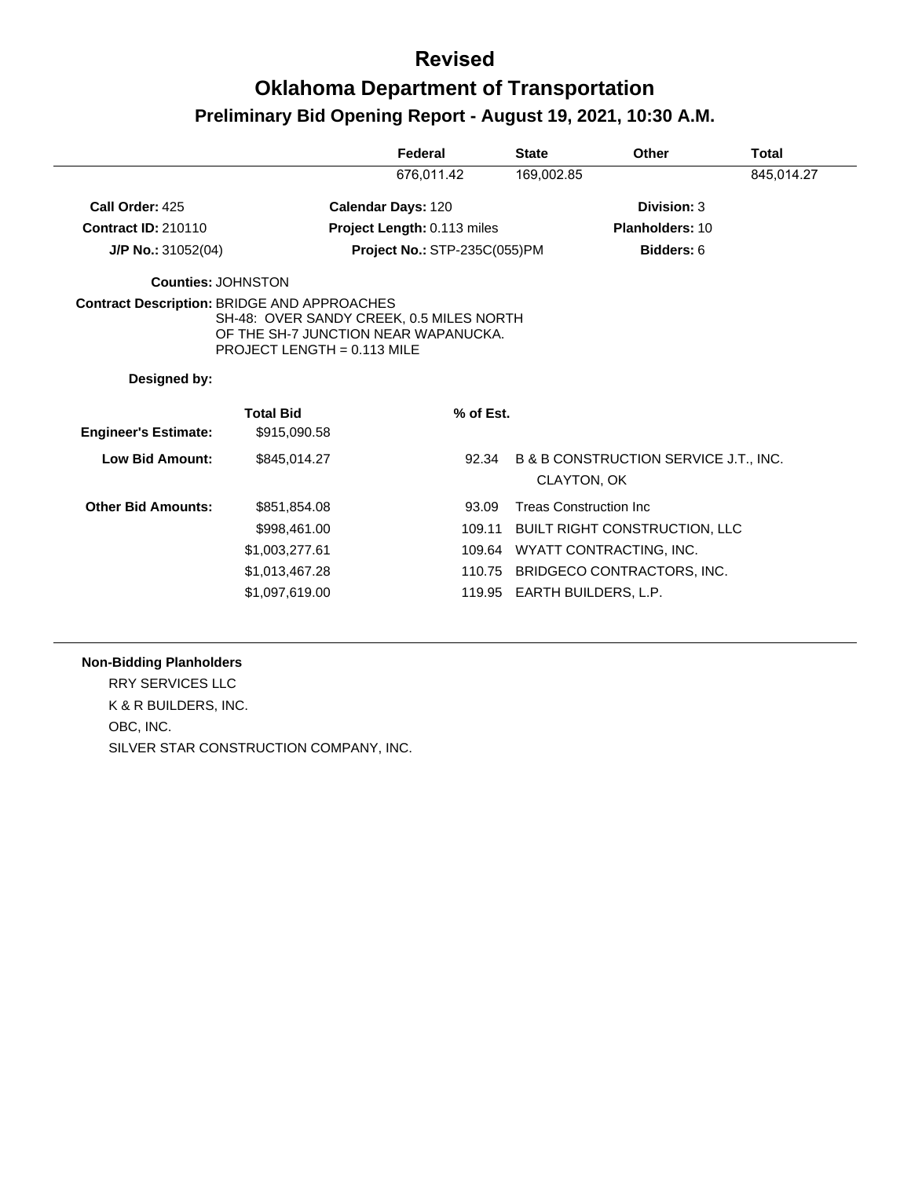# Revised

# Oklahoma Department of Transportation

## Preliminary Bid Opening Report - August 19, 2021, 10:30 A.M.

| Federal | State | Other | Total |
|---|---|---|---|
| 676,011.42 | 169,002.85 | | 845,014.27 |

**Call Order:** 425  
**Calendar Days:** 120  
**Division:** 3

**Contract ID:** 210110  
**Project Length:** 0.113 miles  
**Planholders:** 10

**J/P No.:** 31052(04)  
**Project No.:** STP-235C(055)PM  
**Bidders:** 6

**Counties:** JOHNSTON

**Contract Description:** BRIDGE AND APPROACHES  
SH-48: OVER SANDY CREEK, 0.5 MILES NORTH OF THE SH-7 JUNCTION NEAR WAPANUCKA.  
PROJECT LENGTH = 0.113 MILE

**Designed by:**

| | Total Bid | % of Est. | |
|---|---|---|---|
| **Engineer's Estimate:** | $915,090.58 | | |
| **Low Bid Amount:** | $845,014.27 | 92.34 | B & B CONSTRUCTION SERVICE J.T., INC. CLAYTON, OK |
| **Other Bid Amounts:** | $851,854.08 | 93.09 | Treas Construction Inc |
| | $998,461.00 | 109.11 | BUILT RIGHT CONSTRUCTION, LLC |
| | $1,003,277.61 | 109.64 | WYATT CONTRACTING, INC. |
| | $1,013,467.28 | 110.75 | BRIDGECO CONTRACTORS, INC. |
| | $1,097,619.00 | 119.95 | EARTH BUILDERS, L.P. |

**Non-Bidding Planholders**

RRY SERVICES LLC  
K & R BUILDERS, INC.  
OBC, INC.  
SILVER STAR CONSTRUCTION COMPANY, INC.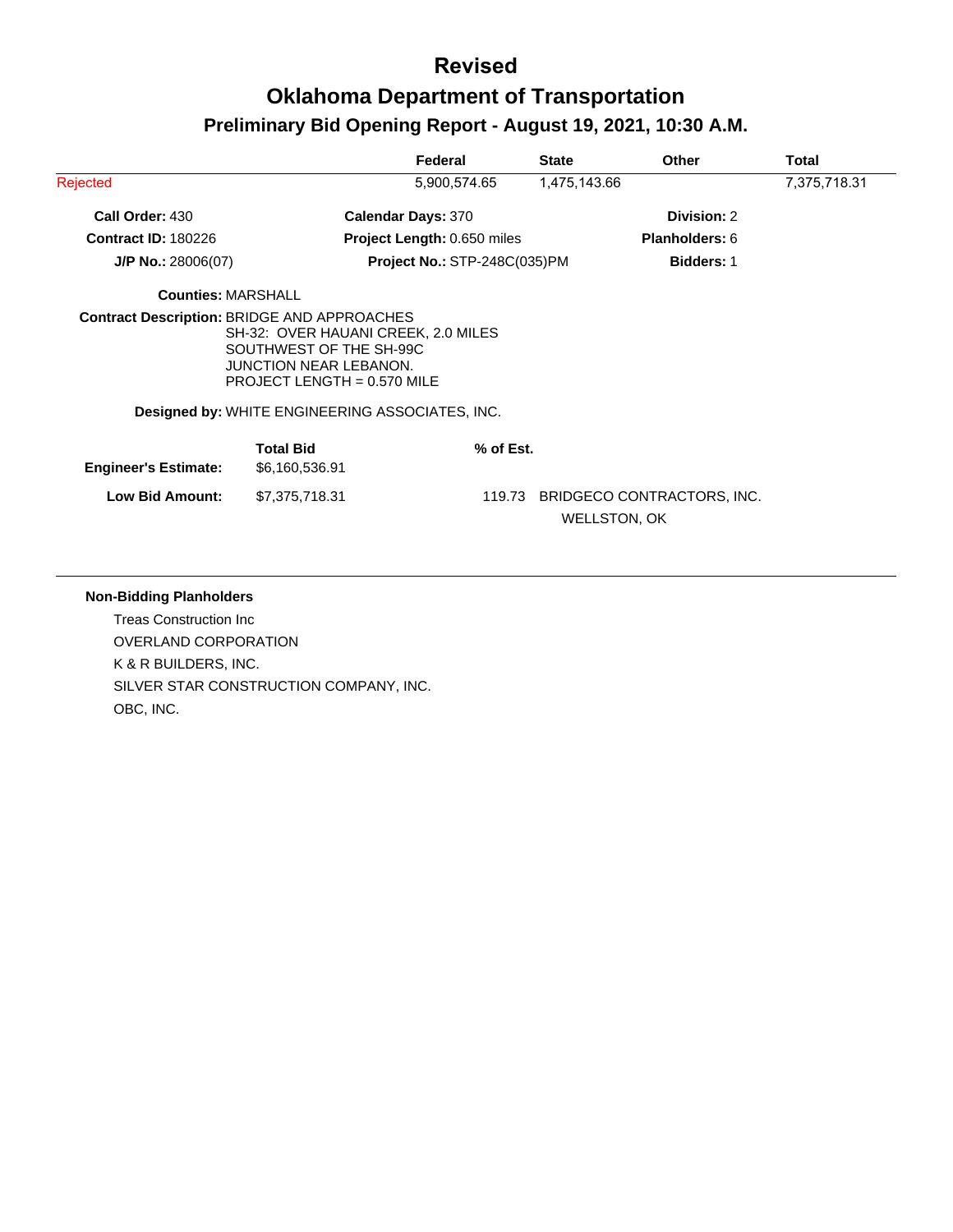# Revised

# Oklahoma Department of Transportation

## Preliminary Bid Opening Report - August 19, 2021, 10:30 A.M.

| | Federal | State | Other | Total |
|---|---|---|---|---|
| Rejected | 5,900,574.65 | 1,475,143.66 | | 7,375,718.31 |

**Call Order:** 430 **Calendar Days:** 370 **Division:** 2

**Contract ID:** 180226 **Project Length:** 0.650 miles **Planholders:** 6

**J/P No.:** 28006(07) **Project No.:** STP-248C(035)PM **Bidders:** 1

**Counties:** MARSHALL

**Contract Description:** BRIDGE AND APPROACHES
SH-32: OVER HAUANI CREEK, 2.0 MILES
SOUTHWEST OF THE SH-99C
JUNCTION NEAR LEBANON.
PROJECT LENGTH = 0.570 MILE

**Designed by:** WHITE ENGINEERING ASSOCIATES, INC.

| | Total Bid | % of Est. | |
|---|---|---|---|
| **Engineer's Estimate:** | $6,160,536.91 | | |
| **Low Bid Amount:** | $7,375,718.31 | 119.73 | BRIDGECO CONTRACTORS, INC.<br>WELLSTON, OK |

**Non-Bidding Planholders**

Treas Construction Inc
OVERLAND CORPORATION
K & R BUILDERS, INC.
SILVER STAR CONSTRUCTION COMPANY, INC.
OBC, INC.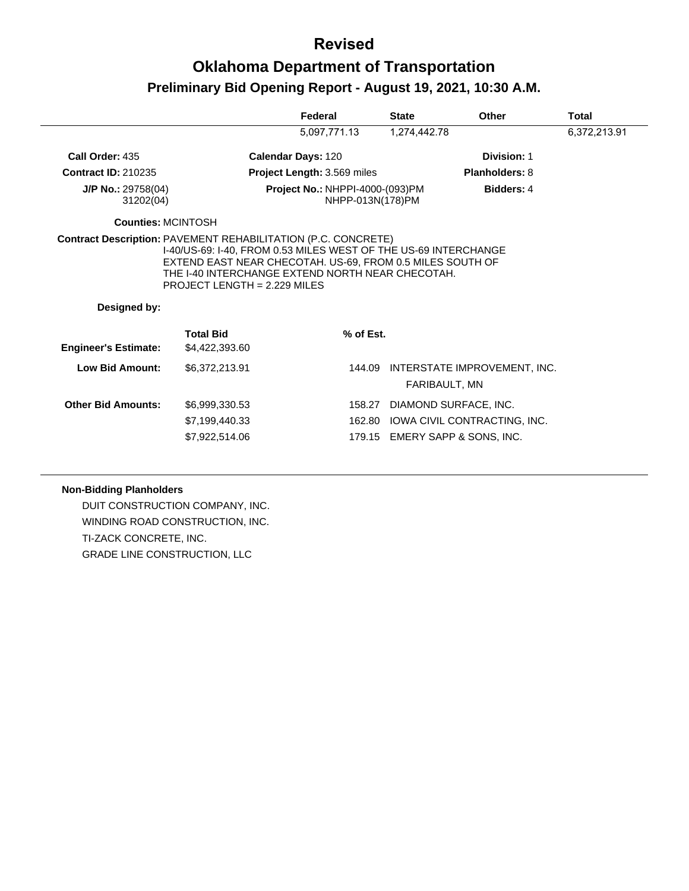# Revised

## Oklahoma Department of Transportation

### Preliminary Bid Opening Report - August 19, 2021, 10:30 A.M.

| Federal | State | Other | Total |
|---|---|---|---|
| 5,097,771.13 | 1,274,442.78 | | 6,372,213.91 |

**Call Order:** 435 **Calendar Days:** 120 **Division:** 1

**Contract ID:** 210235 **Project Length:** 3.569 miles **Planholders:** 8

**J/P No.:** 29758(04) 31202(04) **Project No.:** NHPPI-4000-(093)PM NHPP-013N(178)PM **Bidders:** 4

**Counties:** MCINTOSH

**Contract Description:** PAVEMENT REHABILITATION (P.C. CONCRETE) I-40/US-69: I-40, FROM 0.53 MILES WEST OF THE US-69 INTERCHANGE EXTEND EAST NEAR CHECOTAH. US-69, FROM 0.5 MILES SOUTH OF THE I-40 INTERCHANGE EXTEND NORTH NEAR CHECOTAH. PROJECT LENGTH = 2.229 MILES

**Designed by:**

| | Total Bid | % of Est. | |
|---|---|---|---|
| **Engineer's Estimate:** | $4,422,393.60 | | |
| **Low Bid Amount:** | $6,372,213.91 | 144.09 | INTERSTATE IMPROVEMENT, INC. FARIBAULT, MN |
| **Other Bid Amounts:** | $6,999,330.53 | 158.27 | DIAMOND SURFACE, INC. |
| | $7,199,440.33 | 162.80 | IOWA CIVIL CONTRACTING, INC. |
| | $7,922,514.06 | 179.15 | EMERY SAPP & SONS, INC. |

**Non-Bidding Planholders**

DUIT CONSTRUCTION COMPANY, INC.
WINDING ROAD CONSTRUCTION, INC.
TI-ZACK CONCRETE, INC.
GRADE LINE CONSTRUCTION, LLC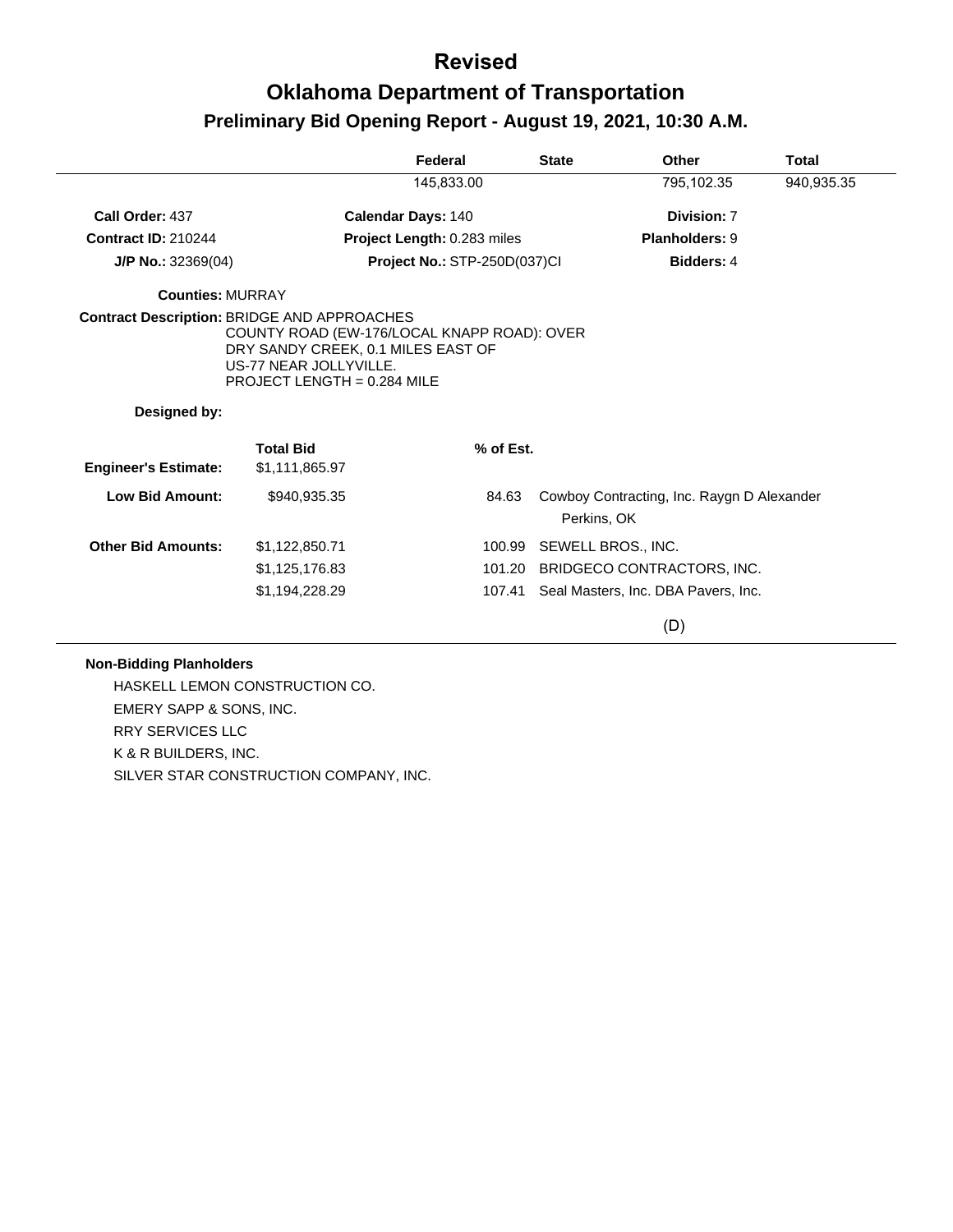# Revised

# Oklahoma Department of Transportation

## Preliminary Bid Opening Report - August 19, 2021, 10:30 A.M.

| Federal | State | Other | Total |
|---|---|---|---|
| 145,833.00 | | 795,102.35 | 940,935.35 |

**Call Order:** 437 | **Calendar Days:** 140 | **Division:** 7

**Contract ID:** 210244 | **Project Length:** 0.283 miles | **Planholders:** 9

**J/P No.:** 32369(04) | **Project No.:** STP-250D(037)CI | **Bidders:** 4

**Counties:** MURRAY

**Contract Description:** BRIDGE AND APPROACHES
COUNTY ROAD (EW-176/LOCAL KNAPP ROAD): OVER DRY SANDY CREEK, 0.1 MILES EAST OF US-77 NEAR JOLLYVILLE.
PROJECT LENGTH = 0.284 MILE

**Designed by:**

| | Total Bid | % of Est. | |
|---|---|---|---|
| **Engineer's Estimate:** | $1,111,865.97 | | |
| **Low Bid Amount:** | $940,935.35 | 84.63 | Cowboy Contracting, Inc. Raygn D Alexander<br>Perkins, OK |
| **Other Bid Amounts:** | $1,122,850.71 | 100.99 | SEWELL BROS., INC. |
| | $1,125,176.83 | 101.20 | BRIDGECO CONTRACTORS, INC. |
| | $1,194,228.29 | 107.41 | Seal Masters, Inc. DBA Pavers, Inc. |

(D)

**Non-Bidding Planholders**

HASKELL LEMON CONSTRUCTION CO.
EMERY SAPP & SONS, INC.
RRY SERVICES LLC
K & R BUILDERS, INC.
SILVER STAR CONSTRUCTION COMPANY, INC.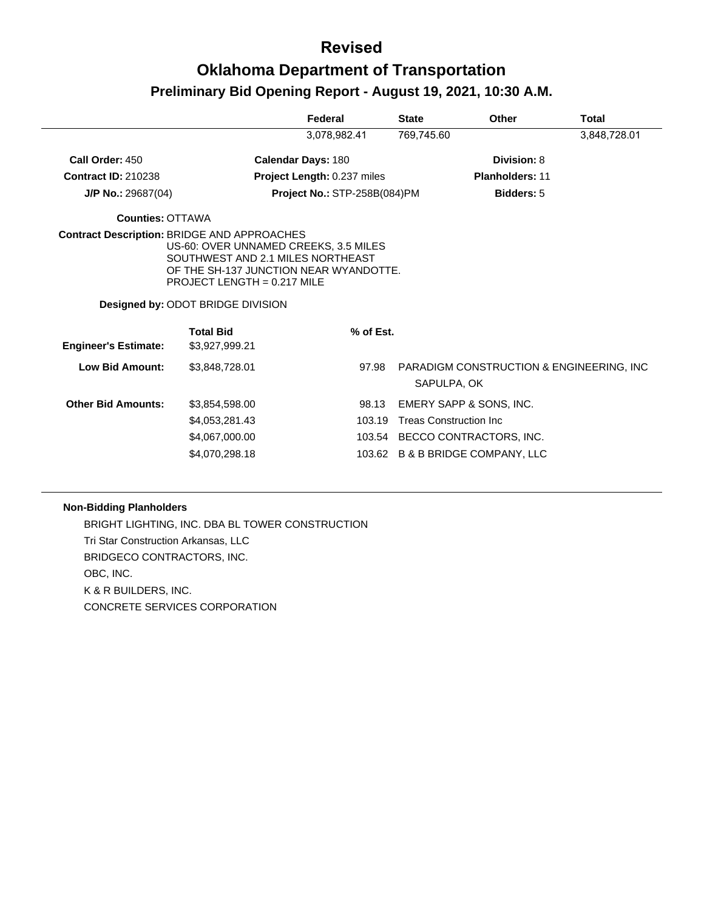# Revised

# Oklahoma Department of Transportation

## Preliminary Bid Opening Report - August 19, 2021, 10:30 A.M.

| | Federal | State | Other | Total |
|---|---|---|---|---|
| | 3,078,982.41 | 769,745.60 | | 3,848,728.01 |

**Call Order:** 450 | **Calendar Days:** 180 | **Division:** 8

**Contract ID:** 210238 | **Project Length:** 0.237 miles | **Planholders:** 11

**J/P No.:** 29687(04) | **Project No.:** STP-258B(084)PM | **Bidders:** 5

**Counties:** OTTAWA

**Contract Description:** BRIDGE AND APPROACHES
US-60: OVER UNNAMED CREEKS, 3.5 MILES
SOUTHWEST AND 2.1 MILES NORTHEAST
OF THE SH-137 JUNCTION NEAR WYANDOTTE.
PROJECT LENGTH = 0.217 MILE

**Designed by:** ODOT BRIDGE DIVISION

| | Total Bid | % of Est. | |
|---|---|---|---|
| **Engineer's Estimate:** | $3,927,999.21 | | |
| **Low Bid Amount:** | $3,848,728.01 | 97.98 | PARADIGM CONSTRUCTION & ENGINEERING, INC SAPULPA, OK |
| **Other Bid Amounts:** | $3,854,598.00 | 98.13 | EMERY SAPP & SONS, INC. |
| | $4,053,281.43 | 103.19 | Treas Construction Inc |
| | $4,067,000.00 | 103.54 | BECCO CONTRACTORS, INC. |
| | $4,070,298.18 | 103.62 | B & B BRIDGE COMPANY, LLC |

**Non-Bidding Planholders**

BRIGHT LIGHTING, INC. DBA BL TOWER CONSTRUCTION
Tri Star Construction Arkansas, LLC
BRIDGECO CONTRACTORS, INC.
OBC, INC.
K & R BUILDERS, INC.
CONCRETE SERVICES CORPORATION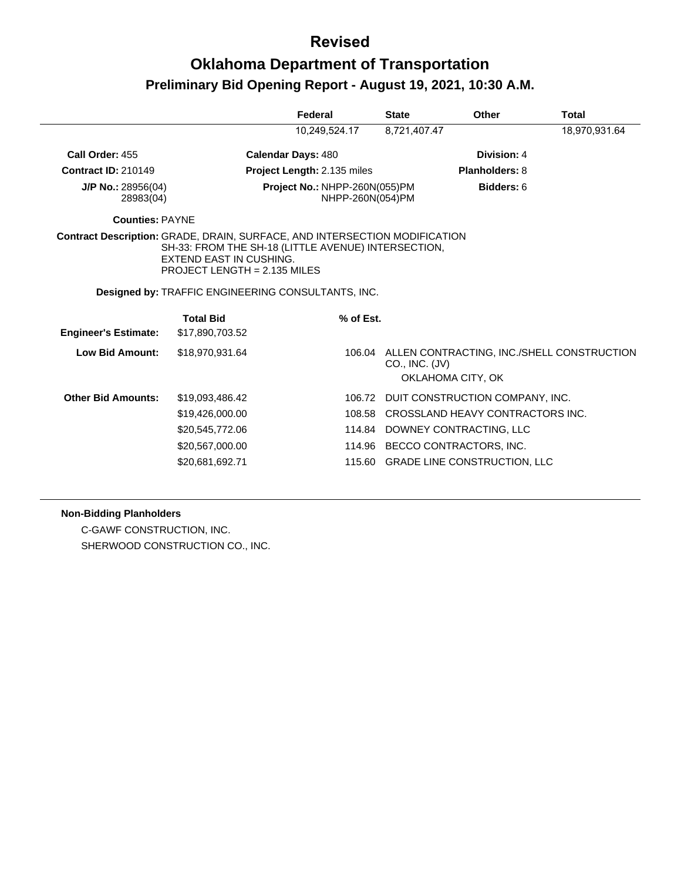# Revised

# Oklahoma Department of Transportation

## Preliminary Bid Opening Report - August 19, 2021, 10:30 A.M.

| Federal | State | Other | Total |
|---|---|---|---|
| 10,249,524.17 | 8,721,407.47 | | 18,970,931.64 |

**Call Order:** 455 **Calendar Days:** 480 **Division:** 4

**Contract ID:** 210149 **Project Length:** 2.135 miles **Planholders:** 8

**J/P No.:** 28956(04) 28983(04) **Project No.:** NHPP-260N(055)PM NHPP-260N(054)PM **Bidders:** 6

**Counties:** PAYNE

**Contract Description:** GRADE, DRAIN, SURFACE, AND INTERSECTION MODIFICATION SH-33: FROM THE SH-18 (LITTLE AVENUE) INTERSECTION, EXTEND EAST IN CUSHING.
PROJECT LENGTH = 2.135 MILES

**Designed by:** TRAFFIC ENGINEERING CONSULTANTS, INC.

| | Total Bid | % of Est. | |
|---|---|---|---|
| **Engineer's Estimate:** | $17,890,703.52 | | |
| **Low Bid Amount:** | $18,970,931.64 | 106.04 | ALLEN CONTRACTING, INC./SHELL CONSTRUCTION CO., INC. (JV) OKLAHOMA CITY, OK |
| **Other Bid Amounts:** | $19,093,486.42 | 106.72 | DUIT CONSTRUCTION COMPANY, INC. |
| | $19,426,000.00 | 108.58 | CROSSLAND HEAVY CONTRACTORS INC. |
| | $20,545,772.06 | 114.84 | DOWNEY CONTRACTING, LLC |
| | $20,567,000.00 | 114.96 | BECCO CONTRACTORS, INC. |
| | $20,681,692.71 | 115.60 | GRADE LINE CONSTRUCTION, LLC |

**Non-Bidding Planholders**

C-GAWF CONSTRUCTION, INC.

SHERWOOD CONSTRUCTION CO., INC.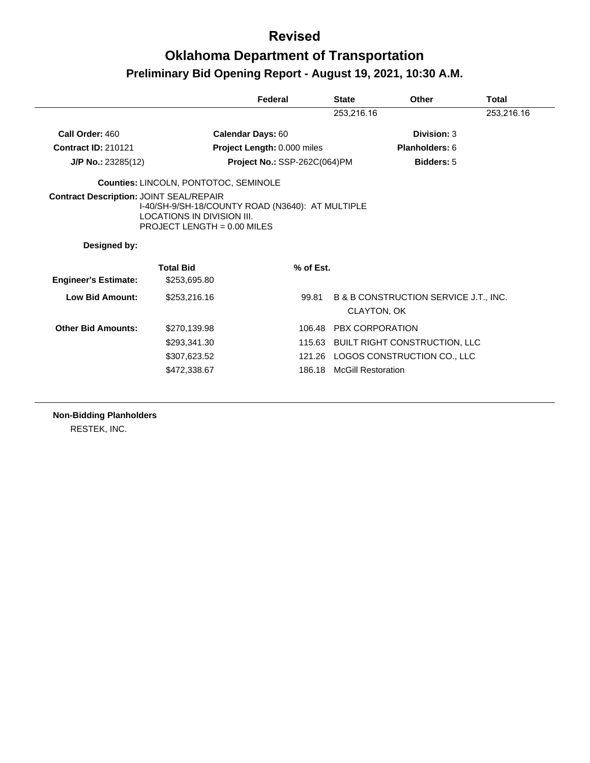# Revised

# Oklahoma Department of Transportation

## Preliminary Bid Opening Report - August 19, 2021, 10:30 A.M.

| Federal | State | Other | Total |
|---|---|---|---|
| | 253,216.16 | | 253,216.16 |

**Call Order:** 460 **Calendar Days:** 60 **Division:** 3

**Contract ID:** 210121 **Project Length:** 0.000 miles **Planholders:** 6

**J/P No.:** 23285(12) **Project No.:** SSP-262C(064)PM **Bidders:** 5

**Counties:** LINCOLN, PONTOTOC, SEMINOLE

**Contract Description:** JOINT SEAL/REPAIR
I-40/SH-9/SH-18/COUNTY ROAD (N3640): AT MULTIPLE LOCATIONS IN DIVISION III.
PROJECT LENGTH = 0.00 MILES

**Designed by:**

| | Total Bid | % of Est. | |
|---|---|---|---|
| **Engineer's Estimate:** | $253,695.80 | | |
| **Low Bid Amount:** | $253,216.16 | 99.81 | B & B CONSTRUCTION SERVICE J.T., INC. CLAYTON, OK |
| **Other Bid Amounts:** | $270,139.98 | 106.48 | PBX CORPORATION |
| | $293,341.30 | 115.63 | BUILT RIGHT CONSTRUCTION, LLC |
| | $307,623.52 | 121.26 | LOGOS CONSTRUCTION CO., LLC |
| | $472,338.67 | 186.18 | McGill Restoration |

**Non-Bidding Planholders**

RESTEK, INC.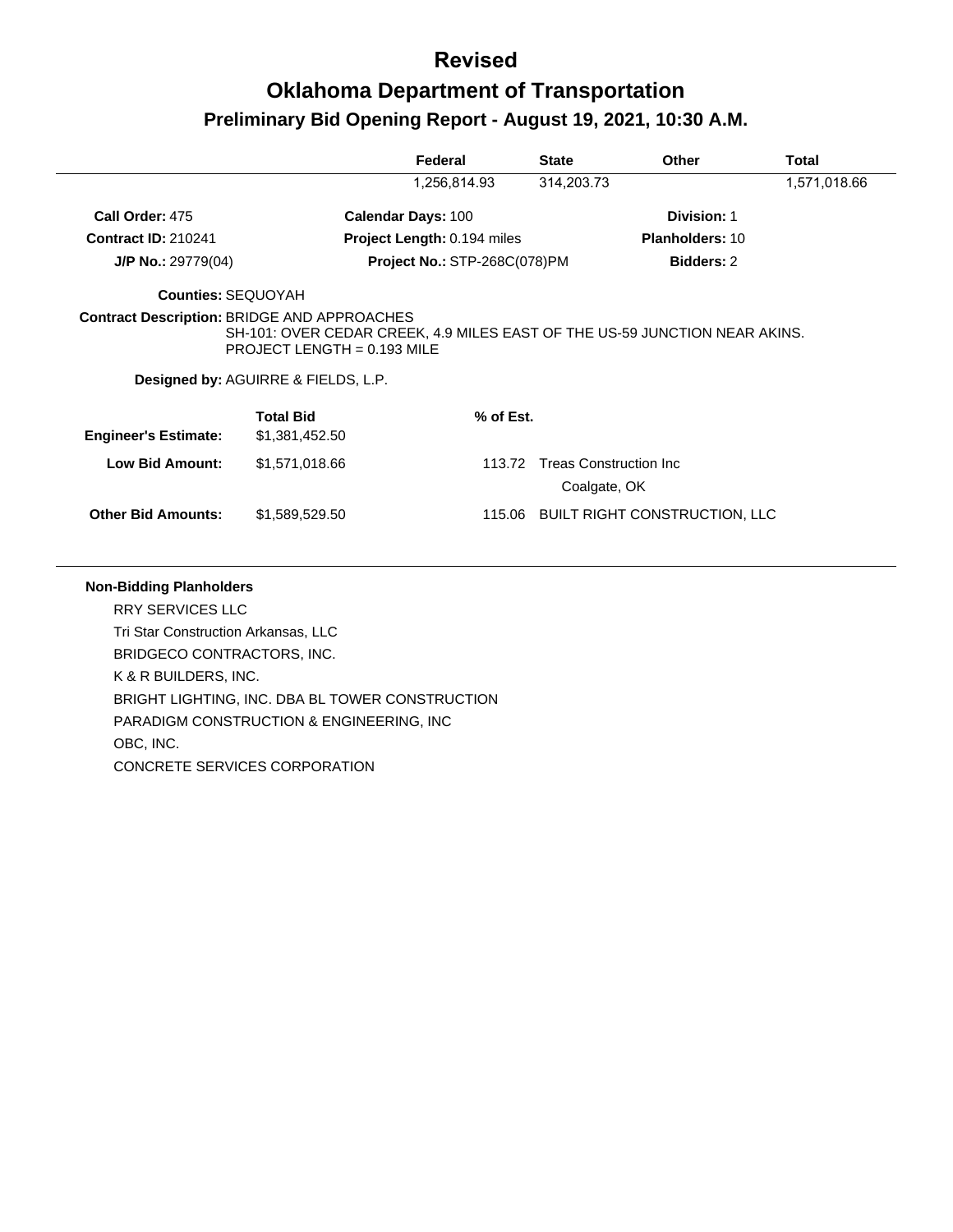# Revised

# Oklahoma Department of Transportation

## Preliminary Bid Opening Report - August 19, 2021, 10:30 A.M.

| | Federal | State | Other | Total |
|---|---|---|---|---|
| | 1,256,814.93 | 314,203.73 | | 1,571,018.66 |

**Call Order:** 475 **Calendar Days:** 100 **Division:** 1

**Contract ID:** 210241 **Project Length:** 0.194 miles **Planholders:** 10

**J/P No.:** 29779(04) **Project No.:** STP-268C(078)PM **Bidders:** 2

**Counties:** SEQUOYAH

**Contract Description:** BRIDGE AND APPROACHES
SH-101: OVER CEDAR CREEK, 4.9 MILES EAST OF THE US-59 JUNCTION NEAR AKINS.
PROJECT LENGTH = 0.193 MILE

**Designed by:** AGUIRRE & FIELDS, L.P.

| | Total Bid | % of Est. | |
|---|---|---|---|
| **Engineer's Estimate:** | $1,381,452.50 | | |
| **Low Bid Amount:** | $1,571,018.66 | 113.72 | Treas Construction Inc<br>Coalgate, OK |
| **Other Bid Amounts:** | $1,589,529.50 | 115.06 | BUILT RIGHT CONSTRUCTION, LLC |

**Non-Bidding Planholders**

RRY SERVICES LLC
Tri Star Construction Arkansas, LLC
BRIDGECO CONTRACTORS, INC.
K & R BUILDERS, INC.
BRIGHT LIGHTING, INC. DBA BL TOWER CONSTRUCTION
PARADIGM CONSTRUCTION & ENGINEERING, INC
OBC, INC.
CONCRETE SERVICES CORPORATION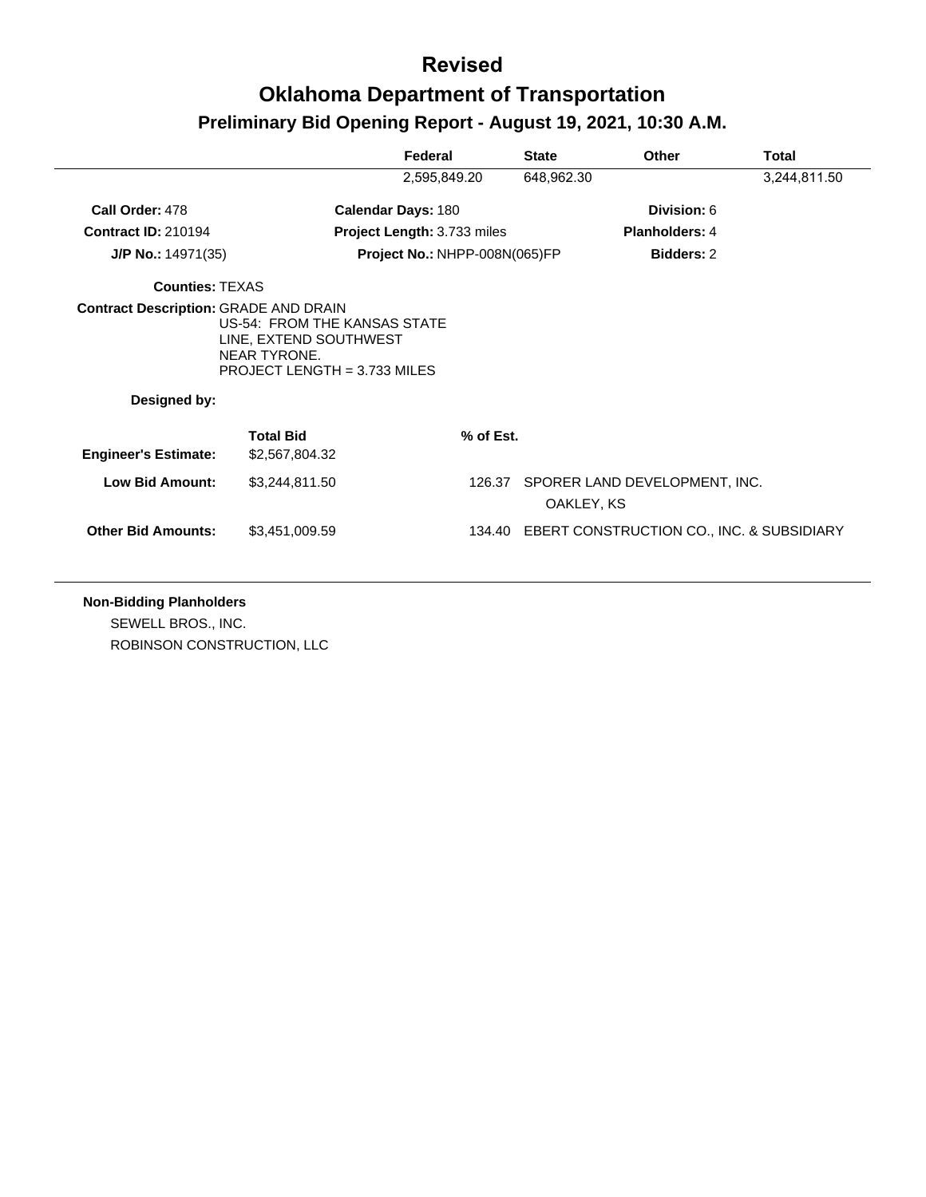# Revised

# Oklahoma Department of Transportation

## Preliminary Bid Opening Report - August 19, 2021, 10:30 A.M.

| | Federal | State | Other | Total |
|---|---|---|---|---|
| | 2,595,849.20 | 648,962.30 | | 3,244,811.50 |

**Call Order:** 478
**Calendar Days:** 180
**Division:** 6

**Contract ID:** 210194
**Project Length:** 3.733 miles
**Planholders:** 4

**J/P No.:** 14971(35)
**Project No.:** NHPP-008N(065)FP
**Bidders:** 2

**Counties:** TEXAS

**Contract Description:** GRADE AND DRAIN
US-54: FROM THE KANSAS STATE LINE, EXTEND SOUTHWEST NEAR TYRONE.
PROJECT LENGTH = 3.733 MILES

**Designed by:**

| | Total Bid | % of Est. | |
|---|---|---|---|
| **Engineer's Estimate:** | $2,567,804.32 | | |
| **Low Bid Amount:** | $3,244,811.50 | 126.37 | SPORER LAND DEVELOPMENT, INC. OAKLEY, KS |
| **Other Bid Amounts:** | $3,451,009.59 | 134.40 | EBERT CONSTRUCTION CO., INC. & SUBSIDIARY |

**Non-Bidding Planholders**

SEWELL BROS., INC.
ROBINSON CONSTRUCTION, LLC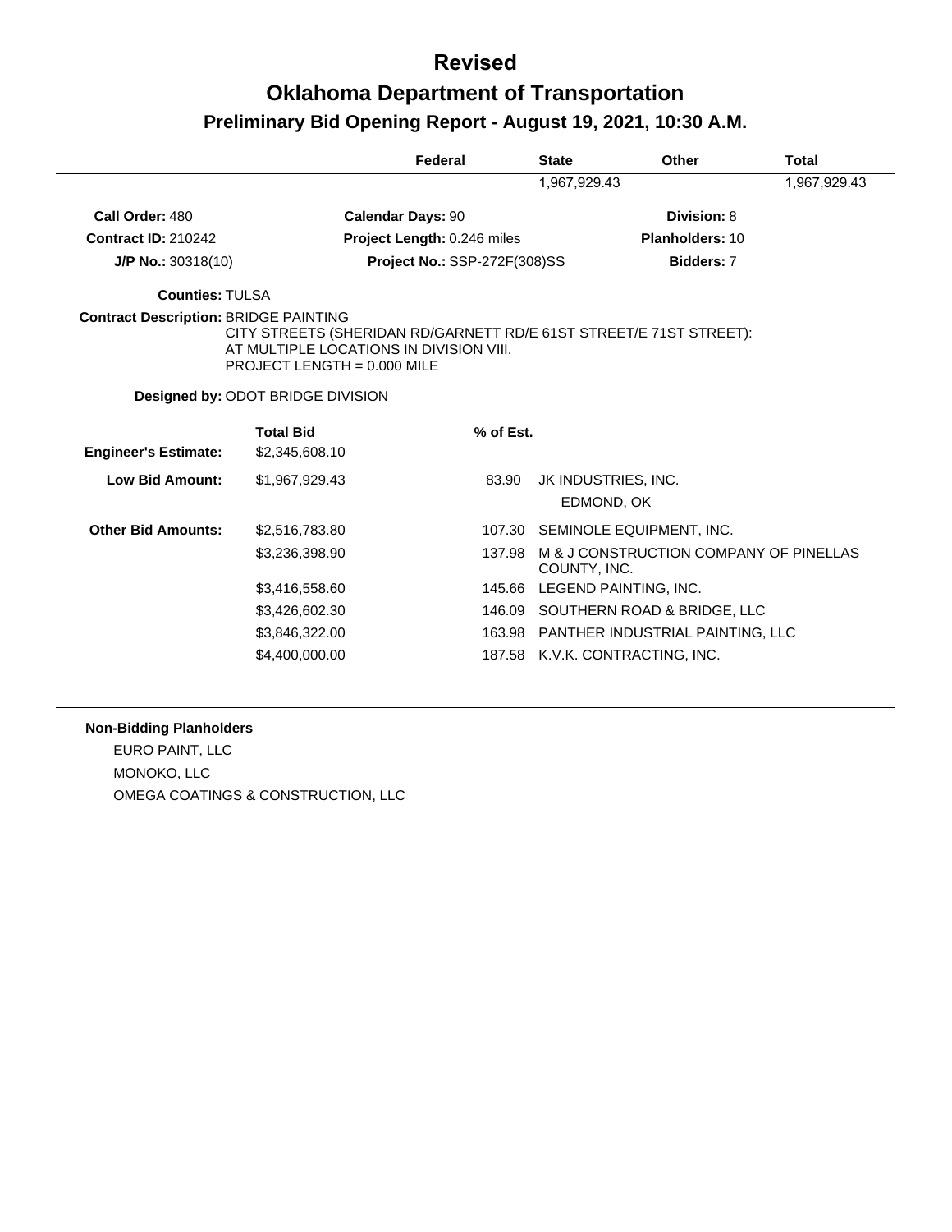# Revised

# Oklahoma Department of Transportation

## Preliminary Bid Opening Report - August 19, 2021, 10:30 A.M.

| Federal | State | Other | Total |
|---|---|---|---|
| | 1,967,929.43 | | 1,967,929.43 |

**Call Order:** 480 **Calendar Days:** 90 **Division:** 8

**Contract ID:** 210242 **Project Length:** 0.246 miles **Planholders:** 10

**J/P No.:** 30318(10) **Project No.:** SSP-272F(308)SS **Bidders:** 7

**Counties:** TULSA

**Contract Description:** BRIDGE PAINTING
CITY STREETS (SHERIDAN RD/GARNETT RD/E 61ST STREET/E 71ST STREET):
AT MULTIPLE LOCATIONS IN DIVISION VIII.
PROJECT LENGTH = 0.000 MILE

**Designed by:** ODOT BRIDGE DIVISION

| | Total Bid | % of Est. | |
|---|---|---|---|
| **Engineer's Estimate:** | $2,345,608.10 | | |
| **Low Bid Amount:** | $1,967,929.43 | 83.90 | JK INDUSTRIES, INC.<br>EDMOND, OK |
| **Other Bid Amounts:** | $2,516,783.80 | 107.30 | SEMINOLE EQUIPMENT, INC. |
| | $3,236,398.90 | 137.98 | M & J CONSTRUCTION COMPANY OF PINELLAS COUNTY, INC. |
| | $3,416,558.60 | 145.66 | LEGEND PAINTING, INC. |
| | $3,426,602.30 | 146.09 | SOUTHERN ROAD & BRIDGE, LLC |
| | $3,846,322.00 | 163.98 | PANTHER INDUSTRIAL PAINTING, LLC |
| | $4,400,000.00 | 187.58 | K.V.K. CONTRACTING, INC. |

**Non-Bidding Planholders**

EURO PAINT, LLC

MONOKO, LLC

OMEGA COATINGS & CONSTRUCTION, LLC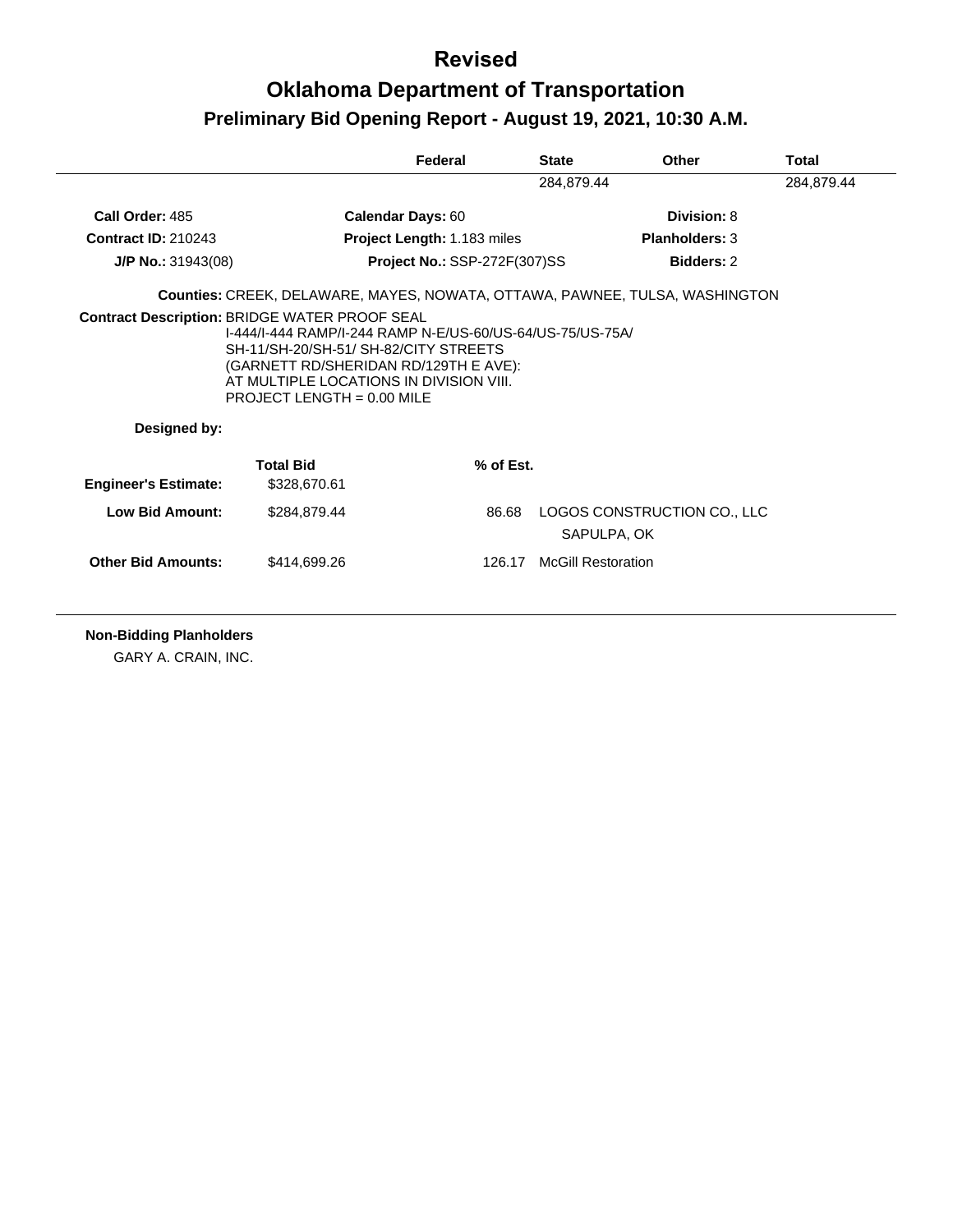# Revised

# Oklahoma Department of Transportation

## Preliminary Bid Opening Report - August 19, 2021, 10:30 A.M.

| Federal | State | Other | Total |
|---|---|---|---|
| | 284,879.44 | | 284,879.44 |

**Call Order:** 485 **Calendar Days:** 60 **Division:** 8

**Contract ID:** 210243 **Project Length:** 1.183 miles **Planholders:** 3

**J/P No.:** 31943(08) **Project No.:** SSP-272F(307)SS **Bidders:** 2

**Counties:** CREEK, DELAWARE, MAYES, NOWATA, OTTAWA, PAWNEE, TULSA, WASHINGTON

**Contract Description:** BRIDGE WATER PROOF SEAL
I-444/I-444 RAMP/I-244 RAMP N-E/US-60/US-64/US-75/US-75A/
SH-11/SH-20/SH-51/ SH-82/CITY STREETS
(GARNETT RD/SHERIDAN RD/129TH E AVE):
AT MULTIPLE LOCATIONS IN DIVISION VIII.
PROJECT LENGTH = 0.00 MILE

**Designed by:**

| | Total Bid | % of Est. | |
|---|---|---|---|
| **Engineer's Estimate:** | $328,670.61 | | |
| **Low Bid Amount:** | $284,879.44 | 86.68 | LOGOS CONSTRUCTION CO., LLC<br>SAPULPA, OK |
| **Other Bid Amounts:** | $414,699.26 | 126.17 | McGill Restoration |

**Non-Bidding Planholders**

GARY A. CRAIN, INC.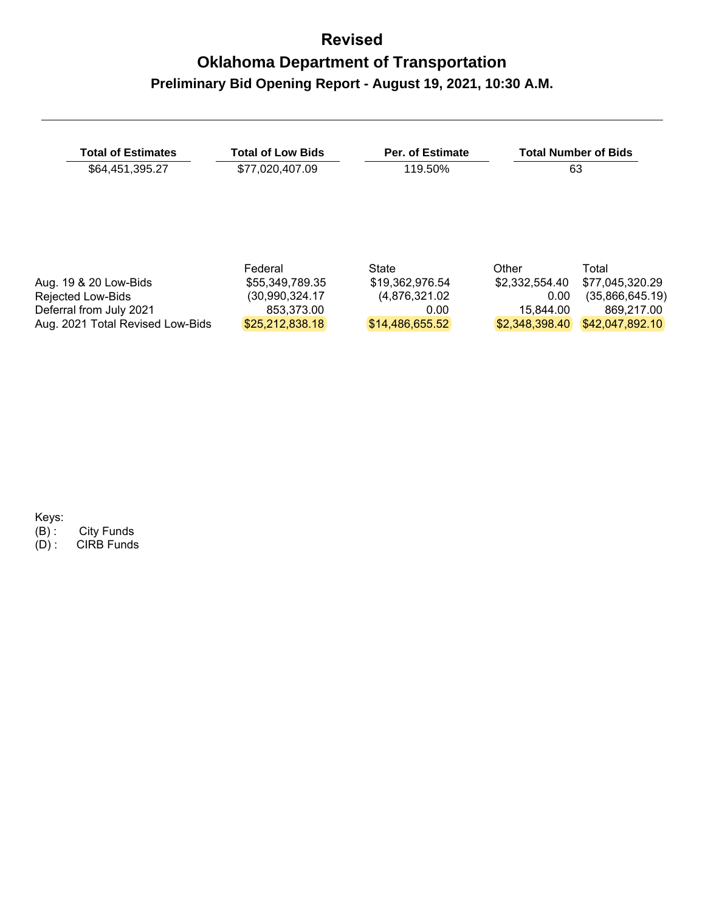# Revised

## Oklahoma Department of Transportation

### Preliminary Bid Opening Report - August 19, 2021, 10:30 A.M.

| Total of Estimates | Total of Low Bids | Per. of Estimate | Total Number of Bids |
|---|---|---|---|
| $64,451,395.27 | $77,020,407.09 | 119.50% | 63 |

| | Federal | State | Other | Total |
|---|---|---|---|---|
| Aug. 19 & 20 Low-Bids | $55,349,789.35 | $19,362,976.54 | $2,332,554.40 | $77,045,320.29 |
| Rejected Low-Bids | (30,990,324.17 | (4,876,321.02 | 0.00 | (35,866,645.19) |
| Deferral from July 2021 | 853,373.00 | 0.00 | 15,844.00 | 869,217.00 |
| Aug. 2021 Total Revised Low-Bids | $25,212,838.18 | $14,486,655.52 | $2,348,398.40 | $42,047,892.10 |

Keys:

(B) : City Funds

(D) : CIRB Funds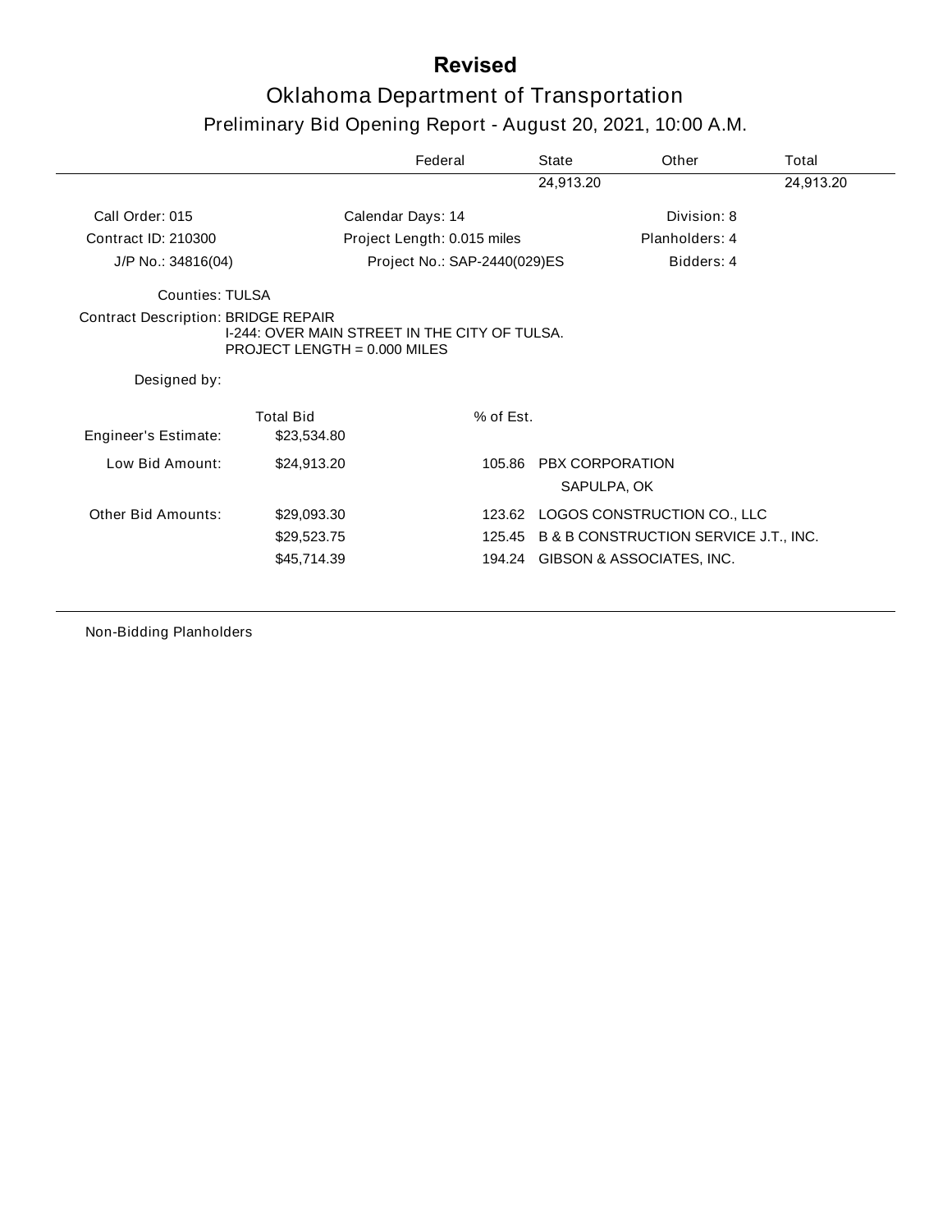# Revised

## Oklahoma Department of Transportation

### Preliminary Bid Opening Report - August 20, 2021, 10:00 A.M.

| Federal | State | Other | Total |
|---|---|---|---|
| | 24,913.20 | | 24,913.20 |

| | | |
|---|---|---|
| Call Order: 015 | Calendar Days: 14 | Division: 8 |
| Contract ID: 210300 | Project Length: 0.015 miles | Planholders: 4 |
| J/P No.: 34816(04) | Project No.: SAP-2440(029)ES | Bidders: 4 |

Counties: TULSA

Contract Description: BRIDGE REPAIR
I-244: OVER MAIN STREET IN THE CITY OF TULSA.
PROJECT LENGTH = 0.000 MILES

Designed by:

| | Total Bid | % of Est. | |
|---|---|---|---|
| Engineer's Estimate: | $23,534.80 | | |
| Low Bid Amount: | $24,913.20 | 105.86 | PBX CORPORATION<br>SAPULPA, OK |
| Other Bid Amounts: | $29,093.30 | 123.62 | LOGOS CONSTRUCTION CO., LLC |
| | $29,523.75 | 125.45 | B & B CONSTRUCTION SERVICE J.T., INC. |
| | $45,714.39 | 194.24 | GIBSON & ASSOCIATES, INC. |

Non-Bidding Planholders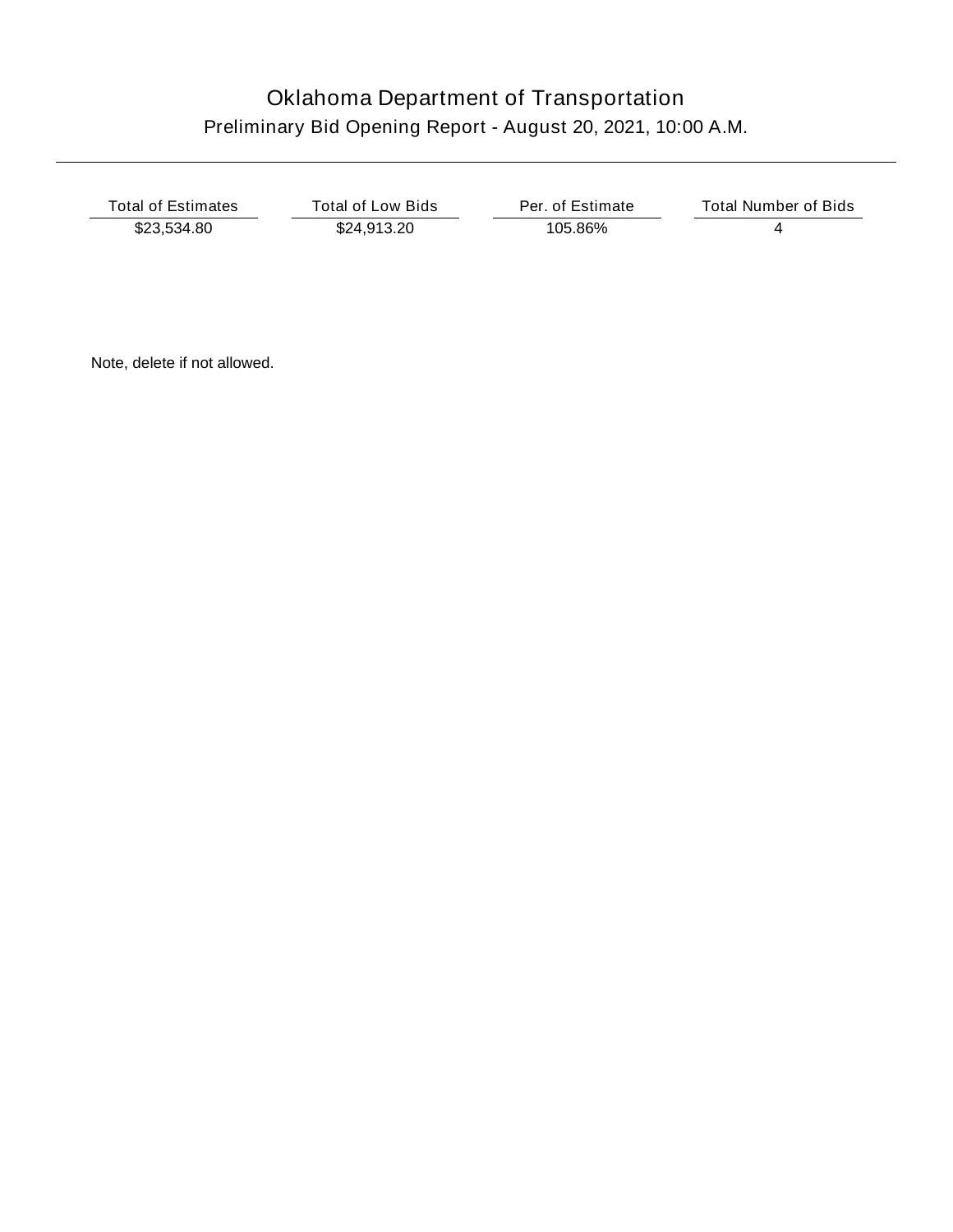# Oklahoma Department of Transportation

## Preliminary Bid Opening Report - August 20, 2021, 10:00 A.M.

| Total of Estimates | Total of Low Bids | Per. of Estimate | Total Number of Bids |
|---|---|---|---|
| $23,534.80 | $24,913.20 | 105.86% | 4 |

Note, delete if not allowed.